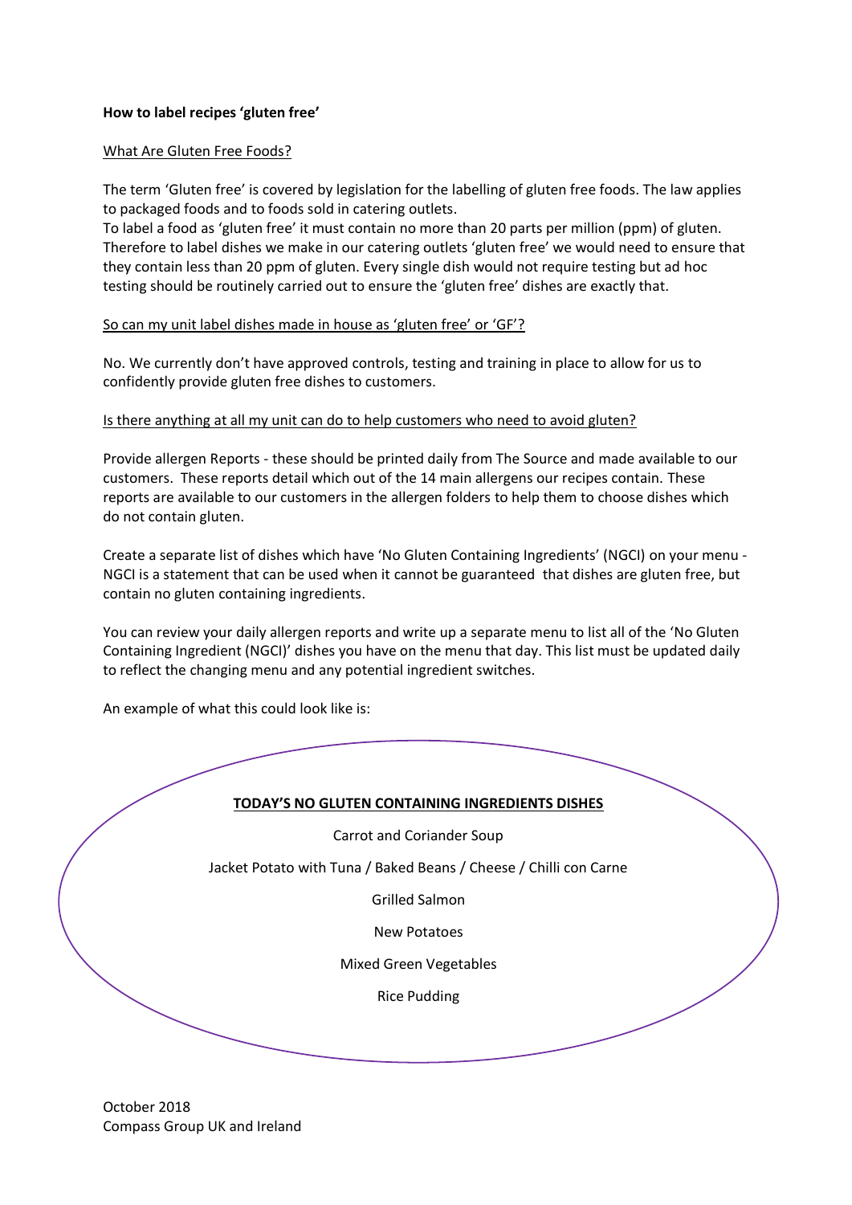**How to label recipes 'gluten free'**

What Are Gluten Free Foods?

The term 'Gluten free' is covered by legislation for the labelling of gluten free foods. The law applies to packaged foods and to foods sold in catering outlets.
To label a food as 'gluten free' it must contain no more than 20 parts per million (ppm) of gluten. Therefore to label dishes we make in our catering outlets 'gluten free' we would need to ensure that they contain less than 20 ppm of gluten. Every single dish would not require testing but ad hoc testing should be routinely carried out to ensure the 'gluten free' dishes are exactly that.

So can my unit label dishes made in house as 'gluten free' or 'GF'?

No. We currently don't have approved controls, testing and training in place to allow for us to confidently provide gluten free dishes to customers.

Is there anything at all my unit can do to help customers who need to avoid gluten?

Provide allergen Reports - these should be printed daily from The Source and made available to our customers. These reports detail which out of the 14 main allergens our recipes contain. These reports are available to our customers in the allergen folders to help them to choose dishes which do not contain gluten.

Create a separate list of dishes which have 'No Gluten Containing Ingredients' (NGCI) on your menu - NGCI is a statement that can be used when it cannot be guaranteed that dishes are gluten free, but contain no gluten containing ingredients.

You can review your daily allergen reports and write up a separate menu to list all of the 'No Gluten Containing Ingredient (NGCI)' dishes you have on the menu that day. This list must be updated daily to reflect the changing menu and any potential ingredient switches.

An example of what this could look like is:

**TODAY'S NO GLUTEN CONTAINING INGREDIENTS DISHES**

Carrot and Coriander Soup

Jacket Potato with Tuna / Baked Beans / Cheese / Chilli con Carne

Grilled Salmon

New Potatoes

Mixed Green Vegetables

Rice Pudding

October 2018
Compass Group UK and Ireland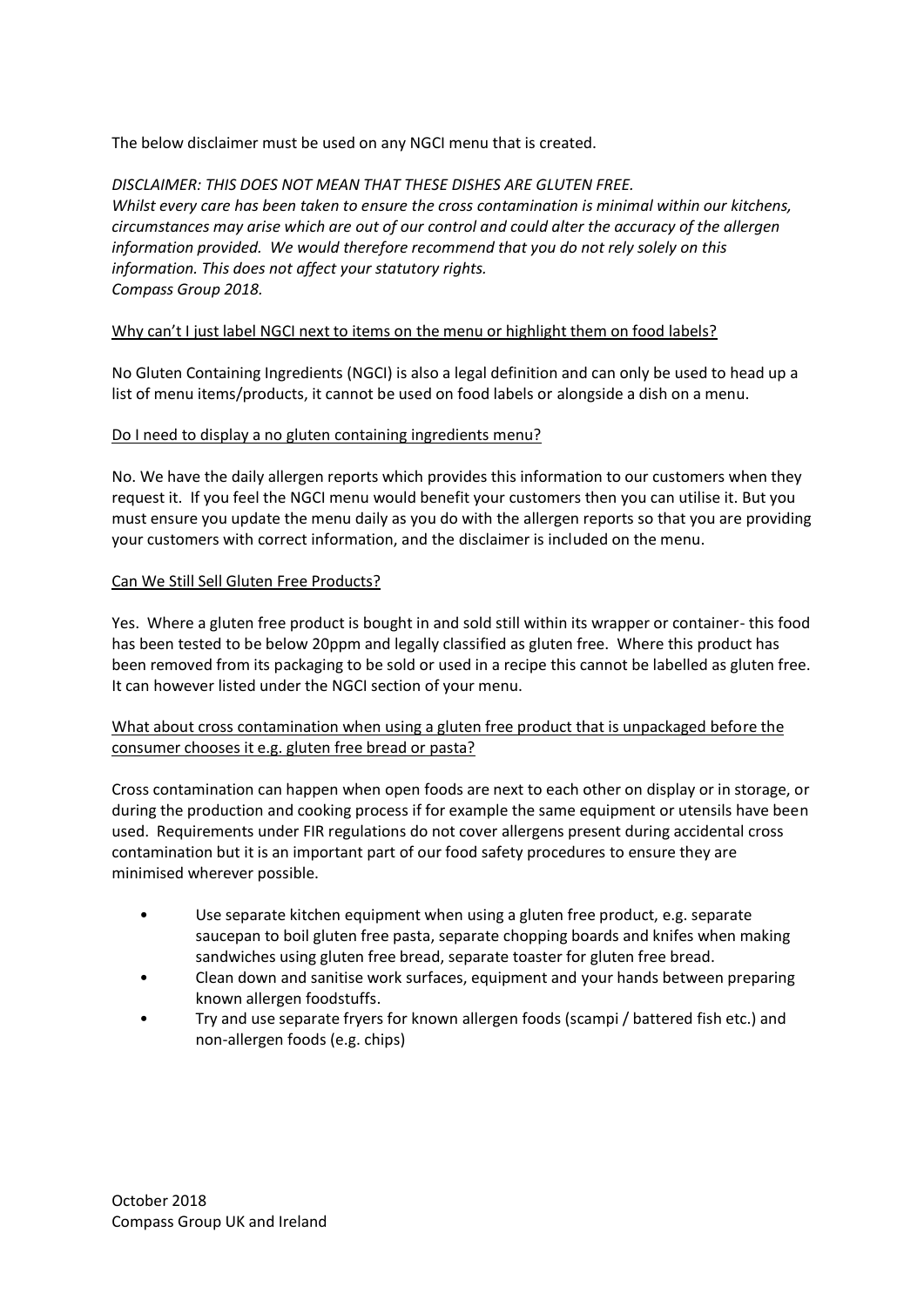The below disclaimer must be used on any NGCI menu that is created.

*DISCLAIMER: THIS DOES NOT MEAN THAT THESE DISHES ARE GLUTEN FREE.*
*Whilst every care has been taken to ensure the cross contamination is minimal within our kitchens, circumstances may arise which are out of our control and could alter the accuracy of the allergen information provided. We would therefore recommend that you do not rely solely on this information. This does not affect your statutory rights.*
*Compass Group 2018.*

<u>Why can't I just label NGCI next to items on the menu or highlight them on food labels?</u>

No Gluten Containing Ingredients (NGCI) is also a legal definition and can only be used to head up a list of menu items/products, it cannot be used on food labels or alongside a dish on a menu.

<u>Do I need to display a no gluten containing ingredients menu?</u>

No. We have the daily allergen reports which provides this information to our customers when they request it. If you feel the NGCI menu would benefit your customers then you can utilise it. But you must ensure you update the menu daily as you do with the allergen reports so that you are providing your customers with correct information, and the disclaimer is included on the menu.

<u>Can We Still Sell Gluten Free Products?</u>

Yes. Where a gluten free product is bought in and sold still within its wrapper or container- this food has been tested to be below 20ppm and legally classified as gluten free. Where this product has been removed from its packaging to be sold or used in a recipe this cannot be labelled as gluten free. It can however listed under the NGCI section of your menu.

<u>What about cross contamination when using a gluten free product that is unpackaged before the consumer chooses it e.g. gluten free bread or pasta?</u>

Cross contamination can happen when open foods are next to each other on display or in storage, or during the production and cooking process if for example the same equipment or utensils have been used. Requirements under FIR regulations do not cover allergens present during accidental cross contamination but it is an important part of our food safety procedures to ensure they are minimised wherever possible.

- Use separate kitchen equipment when using a gluten free product, e.g. separate saucepan to boil gluten free pasta, separate chopping boards and knifes when making sandwiches using gluten free bread, separate toaster for gluten free bread.
- Clean down and sanitise work surfaces, equipment and your hands between preparing known allergen foodstuffs.
- Try and use separate fryers for known allergen foods (scampi / battered fish etc.) and non-allergen foods (e.g. chips)

October 2018
Compass Group UK and Ireland